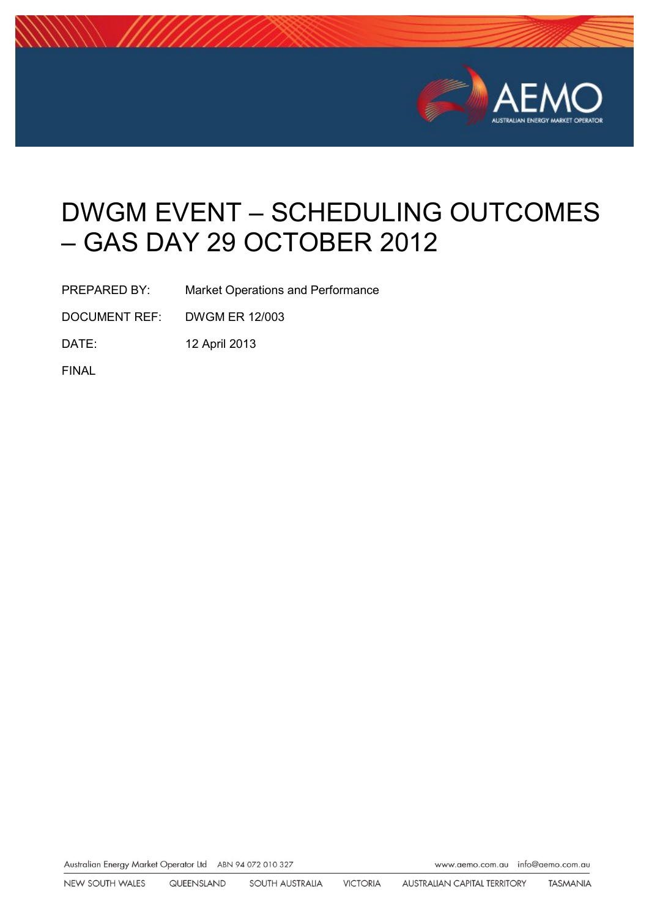# DWGM EVENT – SCHEDULING OUTCOMES – GAS DAY 29 OCTOBER 2012

PREPARED BY: Market Operations and Performance

DOCUMENT REF: DWGM ER 12/003

DATE: 12 April 2013

FINAL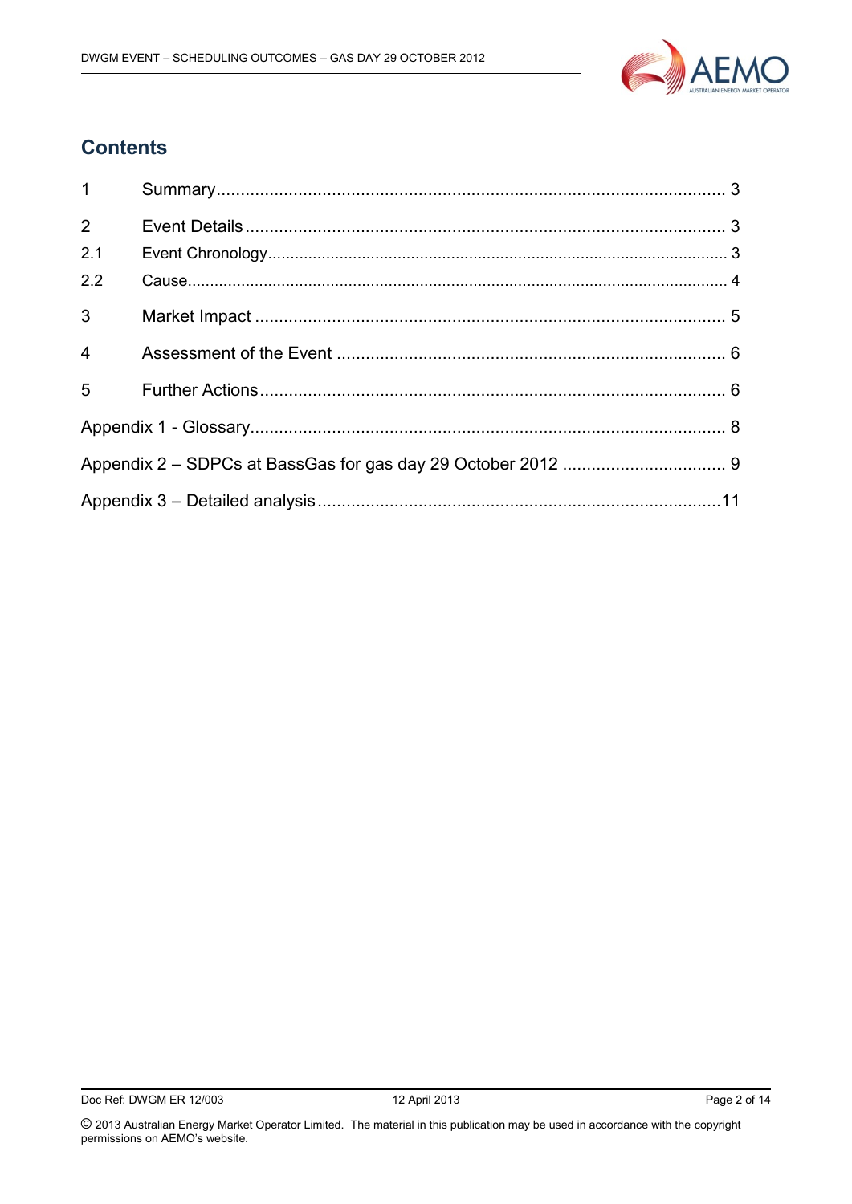## Contents

1 Summary 3

2 Event Details 3

2.1 Event Chronology 3

2.2 Cause 4

3 Market Impact 5

4 Assessment of the Event 6

5 Further Actions 6

Appendix 1 - Glossary 8

Appendix 2 – SDPCs at BassGas for gas day 29 October 2012 9

Appendix 3 – Detailed analysis 11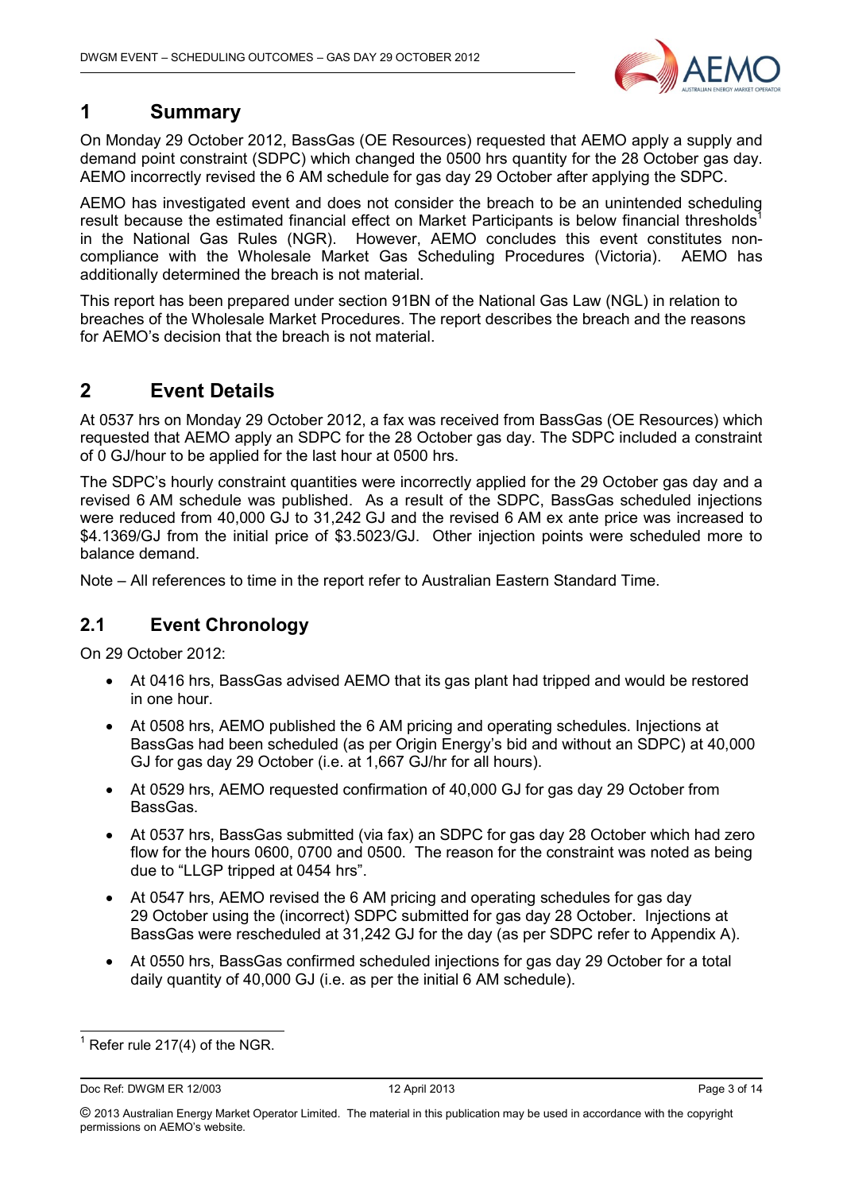# 1 Summary

On Monday 29 October 2012, BassGas (OE Resources) requested that AEMO apply a supply and demand point constraint (SDPC) which changed the 0500 hrs quantity for the 28 October gas day. AEMO incorrectly revised the 6 AM schedule for gas day 29 October after applying the SDPC.

AEMO has investigated event and does not consider the breach to be an unintended scheduling result because the estimated financial effect on Market Participants is below financial thresholds[1] in the National Gas Rules (NGR). However, AEMO concludes this event constitutes non-compliance with the Wholesale Market Gas Scheduling Procedures (Victoria). AEMO has additionally determined the breach is not material.

This report has been prepared under section 91BN of the National Gas Law (NGL) in relation to breaches of the Wholesale Market Procedures. The report describes the breach and the reasons for AEMO's decision that the breach is not material.

# 2 Event Details

At 0537 hrs on Monday 29 October 2012, a fax was received from BassGas (OE Resources) which requested that AEMO apply an SDPC for the 28 October gas day. The SDPC included a constraint of 0 GJ/hour to be applied for the last hour at 0500 hrs.

The SDPC's hourly constraint quantities were incorrectly applied for the 29 October gas day and a revised 6 AM schedule was published. As a result of the SDPC, BassGas scheduled injections were reduced from 40,000 GJ to 31,242 GJ and the revised 6 AM ex ante price was increased to $4.1369/GJ from the initial price of $3.5023/GJ. Other injection points were scheduled more to balance demand.

Note – All references to time in the report refer to Australian Eastern Standard Time.

## 2.1 Event Chronology

On 29 October 2012:

- At 0416 hrs, BassGas advised AEMO that its gas plant had tripped and would be restored in one hour.
- At 0508 hrs, AEMO published the 6 AM pricing and operating schedules. Injections at BassGas had been scheduled (as per Origin Energy's bid and without an SDPC) at 40,000 GJ for gas day 29 October (i.e. at 1,667 GJ/hr for all hours).
- At 0529 hrs, AEMO requested confirmation of 40,000 GJ for gas day 29 October from BassGas.
- At 0537 hrs, BassGas submitted (via fax) an SDPC for gas day 28 October which had zero flow for the hours 0600, 0700 and 0500. The reason for the constraint was noted as being due to "LLGP tripped at 0454 hrs".
- At 0547 hrs, AEMO revised the 6 AM pricing and operating schedules for gas day 29 October using the (incorrect) SDPC submitted for gas day 28 October. Injections at BassGas were rescheduled at 31,242 GJ for the day (as per SDPC refer to Appendix A).
- At 0550 hrs, BassGas confirmed scheduled injections for gas day 29 October for a total daily quantity of 40,000 GJ (i.e. as per the initial 6 AM schedule).

[1] Refer rule 217(4) of the NGR.

© 2013 Australian Energy Market Operator Limited. The material in this publication may be used in accordance with the copyright permissions on AEMO's website.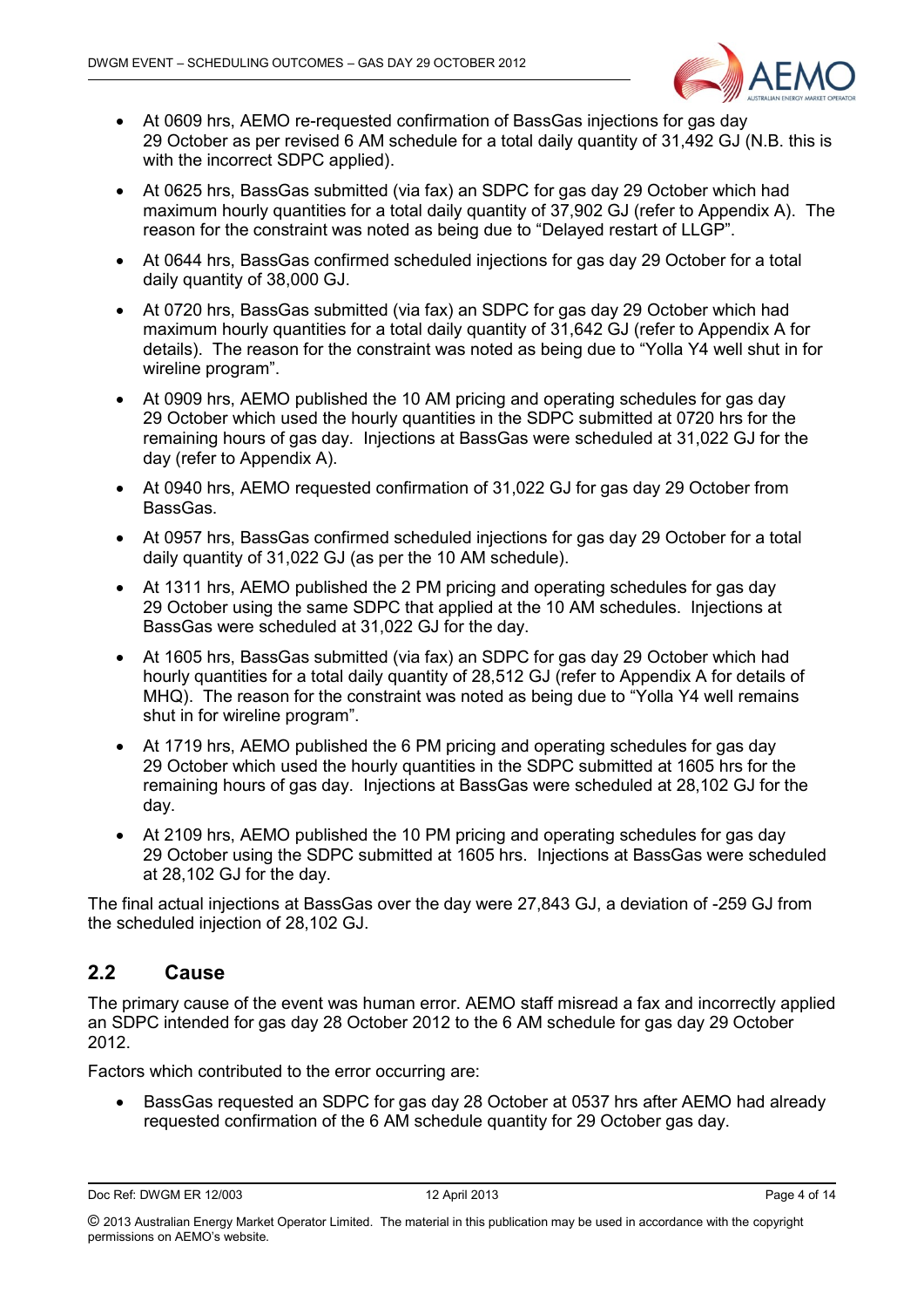- At 0609 hrs, AEMO re-requested confirmation of BassGas injections for gas day 29 October as per revised 6 AM schedule for a total daily quantity of 31,492 GJ (N.B. this is with the incorrect SDPC applied).
- At 0625 hrs, BassGas submitted (via fax) an SDPC for gas day 29 October which had maximum hourly quantities for a total daily quantity of 37,902 GJ (refer to Appendix A). The reason for the constraint was noted as being due to "Delayed restart of LLGP".
- At 0644 hrs, BassGas confirmed scheduled injections for gas day 29 October for a total daily quantity of 38,000 GJ.
- At 0720 hrs, BassGas submitted (via fax) an SDPC for gas day 29 October which had maximum hourly quantities for a total daily quantity of 31,642 GJ (refer to Appendix A for details). The reason for the constraint was noted as being due to "Yolla Y4 well shut in for wireline program".
- At 0909 hrs, AEMO published the 10 AM pricing and operating schedules for gas day 29 October which used the hourly quantities in the SDPC submitted at 0720 hrs for the remaining hours of gas day. Injections at BassGas were scheduled at 31,022 GJ for the day (refer to Appendix A).
- At 0940 hrs, AEMO requested confirmation of 31,022 GJ for gas day 29 October from BassGas.
- At 0957 hrs, BassGas confirmed scheduled injections for gas day 29 October for a total daily quantity of 31,022 GJ (as per the 10 AM schedule).
- At 1311 hrs, AEMO published the 2 PM pricing and operating schedules for gas day 29 October using the same SDPC that applied at the 10 AM schedules. Injections at BassGas were scheduled at 31,022 GJ for the day.
- At 1605 hrs, BassGas submitted (via fax) an SDPC for gas day 29 October which had hourly quantities for a total daily quantity of 28,512 GJ (refer to Appendix A for details of MHQ). The reason for the constraint was noted as being due to "Yolla Y4 well remains shut in for wireline program".
- At 1719 hrs, AEMO published the 6 PM pricing and operating schedules for gas day 29 October which used the hourly quantities in the SDPC submitted at 1605 hrs for the remaining hours of gas day. Injections at BassGas were scheduled at 28,102 GJ for the day.
- At 2109 hrs, AEMO published the 10 PM pricing and operating schedules for gas day 29 October using the SDPC submitted at 1605 hrs. Injections at BassGas were scheduled at 28,102 GJ for the day.

The final actual injections at BassGas over the day were 27,843 GJ, a deviation of -259 GJ from the scheduled injection of 28,102 GJ.

## 2.2 Cause

The primary cause of the event was human error. AEMO staff misread a fax and incorrectly applied an SDPC intended for gas day 28 October 2012 to the 6 AM schedule for gas day 29 October 2012.

Factors which contributed to the error occurring are:

- BassGas requested an SDPC for gas day 28 October at 0537 hrs after AEMO had already requested confirmation of the 6 AM schedule quantity for 29 October gas day.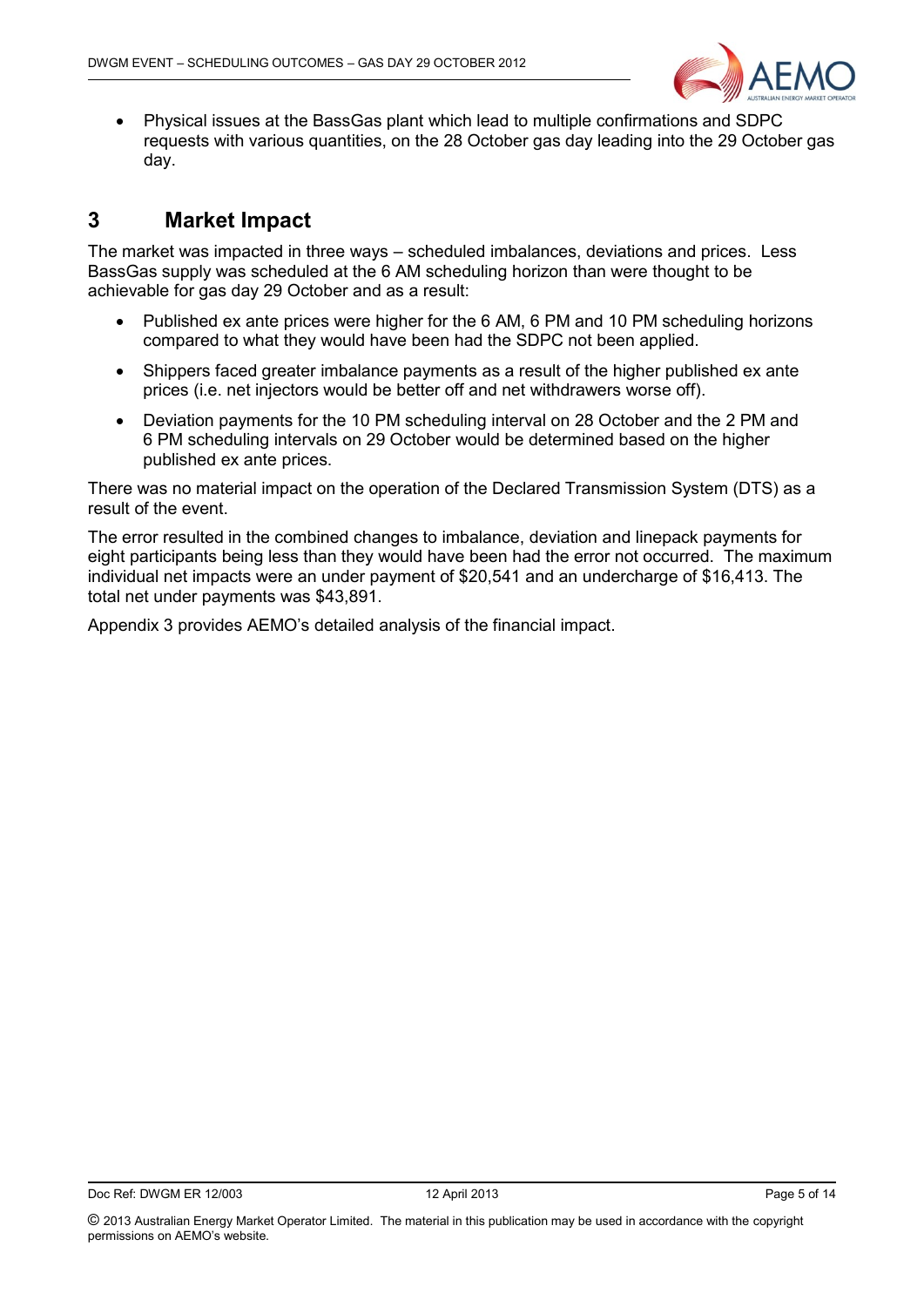- Physical issues at the BassGas plant which lead to multiple confirmations and SDPC requests with various quantities, on the 28 October gas day leading into the 29 October gas day.

## 3 Market Impact

The market was impacted in three ways – scheduled imbalances, deviations and prices. Less BassGas supply was scheduled at the 6 AM scheduling horizon than were thought to be achievable for gas day 29 October and as a result:

- Published ex ante prices were higher for the 6 AM, 6 PM and 10 PM scheduling horizons compared to what they would have been had the SDPC not been applied.
- Shippers faced greater imbalance payments as a result of the higher published ex ante prices (i.e. net injectors would be better off and net withdrawers worse off).
- Deviation payments for the 10 PM scheduling interval on 28 October and the 2 PM and 6 PM scheduling intervals on 29 October would be determined based on the higher published ex ante prices.

There was no material impact on the operation of the Declared Transmission System (DTS) as a result of the event.

The error resulted in the combined changes to imbalance, deviation and linepack payments for eight participants being less than they would have been had the error not occurred. The maximum individual net impacts were an under payment of $20,541 and an undercharge of $16,413. The total net under payments was $43,891.

Appendix 3 provides AEMO's detailed analysis of the financial impact.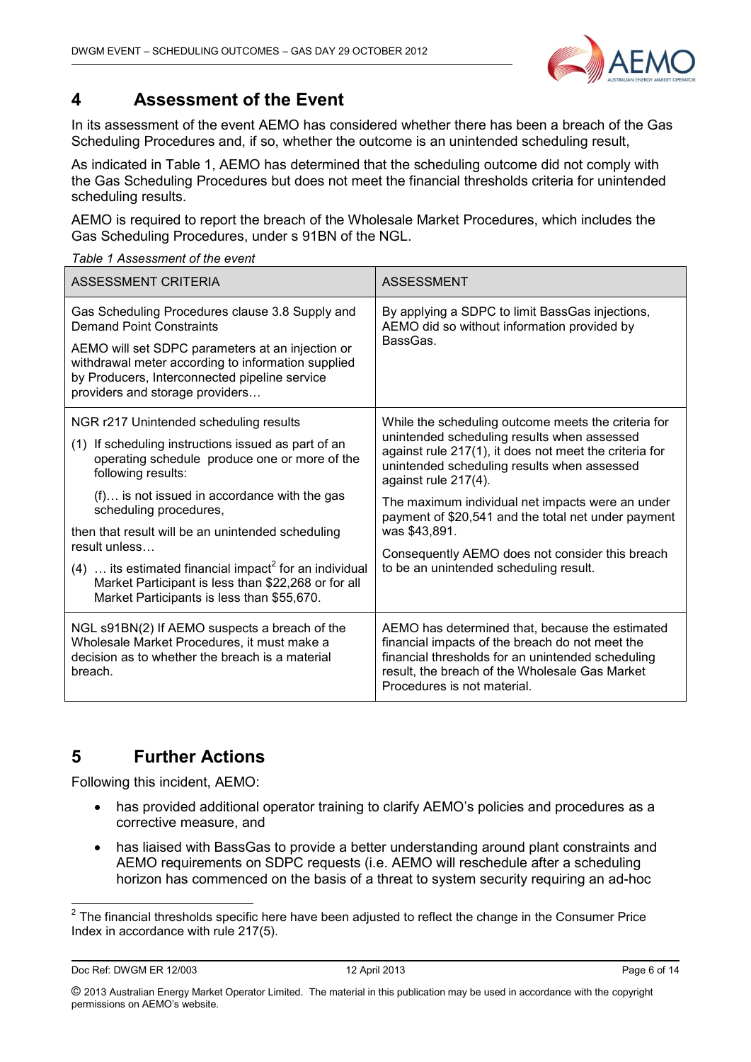# 4 Assessment of the Event

In its assessment of the event AEMO has considered whether there has been a breach of the Gas Scheduling Procedures and, if so, whether the outcome is an unintended scheduling result,

As indicated in Table 1, AEMO has determined that the scheduling outcome did not comply with the Gas Scheduling Procedures but does not meet the financial thresholds criteria for unintended scheduling results.

AEMO is required to report the breach of the Wholesale Market Procedures, which includes the Gas Scheduling Procedures, under s 91BN of the NGL.

*Table 1 Assessment of the event*

| ASSESSMENT CRITERIA | ASSESSMENT |
|---|---|
| Gas Scheduling Procedures clause 3.8 Supply and Demand Point Constraints<br><br>AEMO will set SDPC parameters at an injection or withdrawal meter according to information supplied by Producers, Interconnected pipeline service providers and storage providers… | By applying a SDPC to limit BassGas injections, AEMO did so without information provided by BassGas. |
| NGR r217 Unintended scheduling results<br><br>(1) If scheduling instructions issued as part of an operating schedule produce one or more of the following results:<br><br>(f)… is not issued in accordance with the gas scheduling procedures,<br><br>then that result will be an unintended scheduling result unless…<br><br>(4) … its estimated financial impact[2] for an individual Market Participant is less than $22,268 or for all Market Participants is less than $55,670. | While the scheduling outcome meets the criteria for unintended scheduling results when assessed against rule 217(1), it does not meet the criteria for unintended scheduling results when assessed against rule 217(4).<br><br>The maximum individual net impacts were an under payment of $20,541 and the total net under payment was $43,891.<br><br>Consequently AEMO does not consider this breach to be an unintended scheduling result. |
| NGL s91BN(2) If AEMO suspects a breach of the Wholesale Market Procedures, it must make a decision as to whether the breach is a material breach. | AEMO has determined that, because the estimated financial impacts of the breach do not meet the financial thresholds for an unintended scheduling result, the breach of the Wholesale Gas Market Procedures is not material. |

# 5 Further Actions

Following this incident, AEMO:

- has provided additional operator training to clarify AEMO's policies and procedures as a corrective measure, and
- has liaised with BassGas to provide a better understanding around plant constraints and AEMO requirements on SDPC requests (i.e. AEMO will reschedule after a scheduling horizon has commenced on the basis of a threat to system security requiring an ad-hoc

[2] The financial thresholds specific here have been adjusted to reflect the change in the Consumer Price Index in accordance with rule 217(5).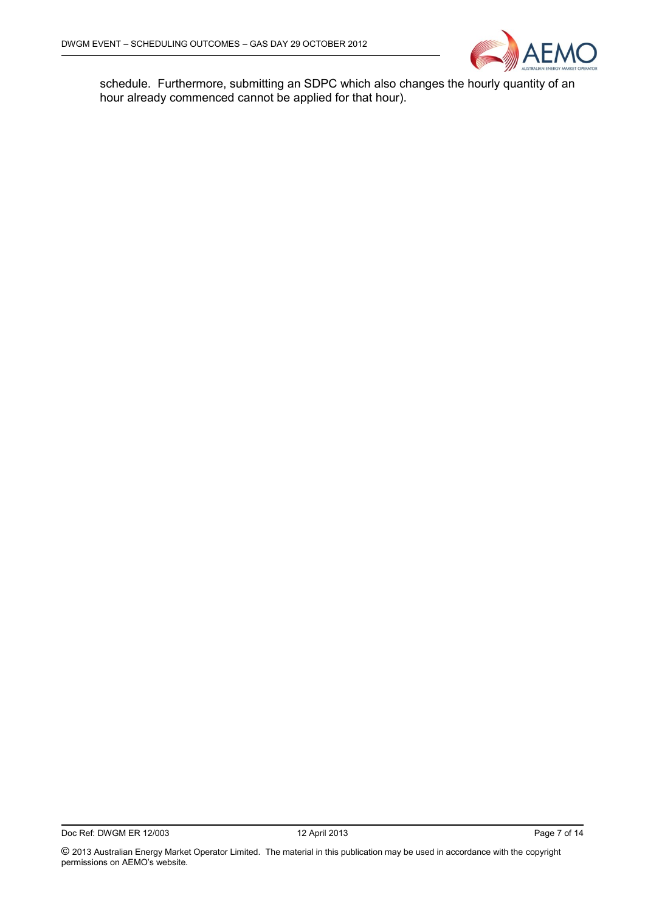schedule. Furthermore, submitting an SDPC which also changes the hourly quantity of an hour already commenced cannot be applied for that hour).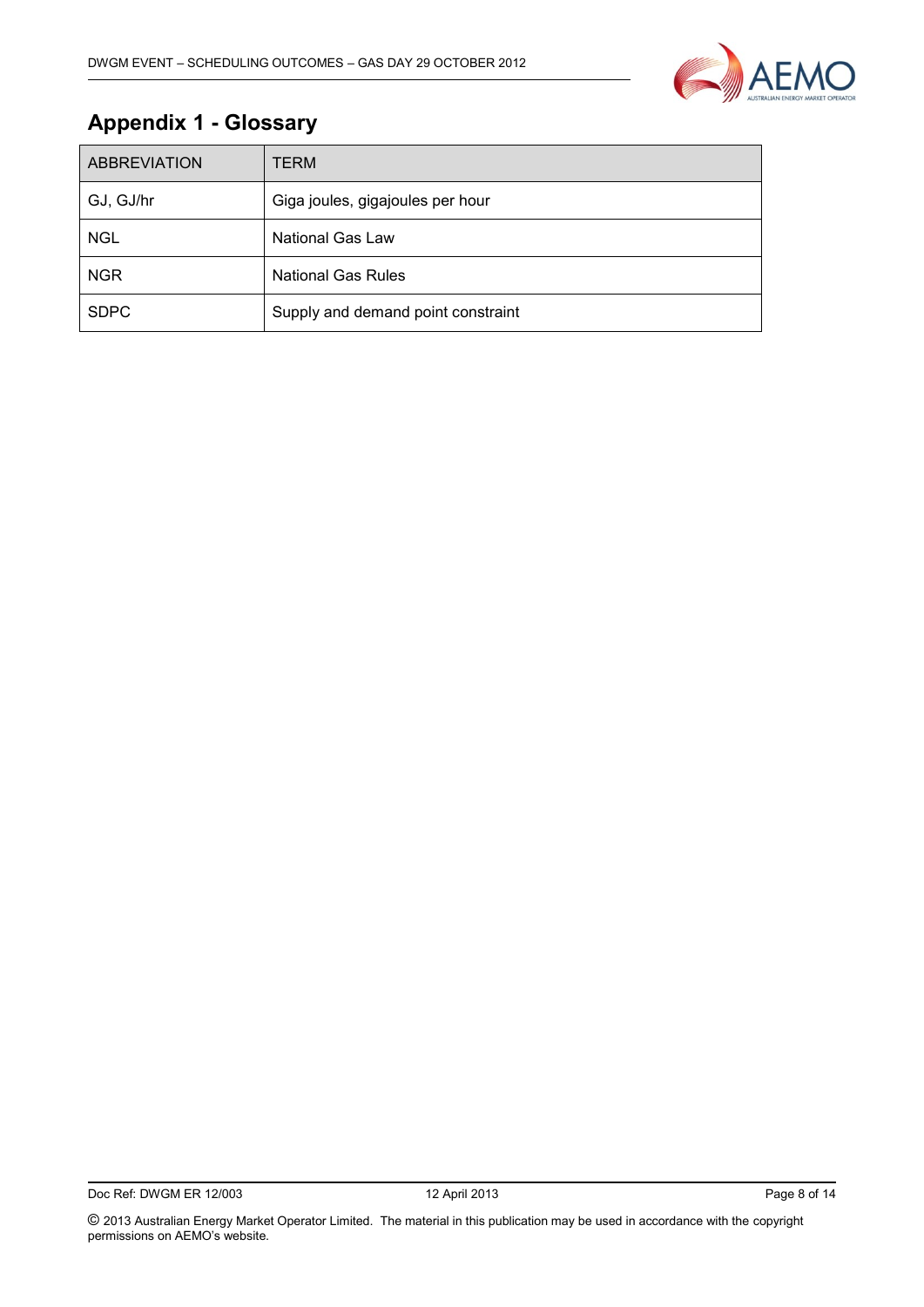# Appendix 1 - Glossary

| ABBREVIATION | TERM |
| --- | --- |
| GJ, GJ/hr | Giga joules, gigajoules per hour |
| NGL | National Gas Law |
| NGR | National Gas Rules |
| SDPC | Supply and demand point constraint |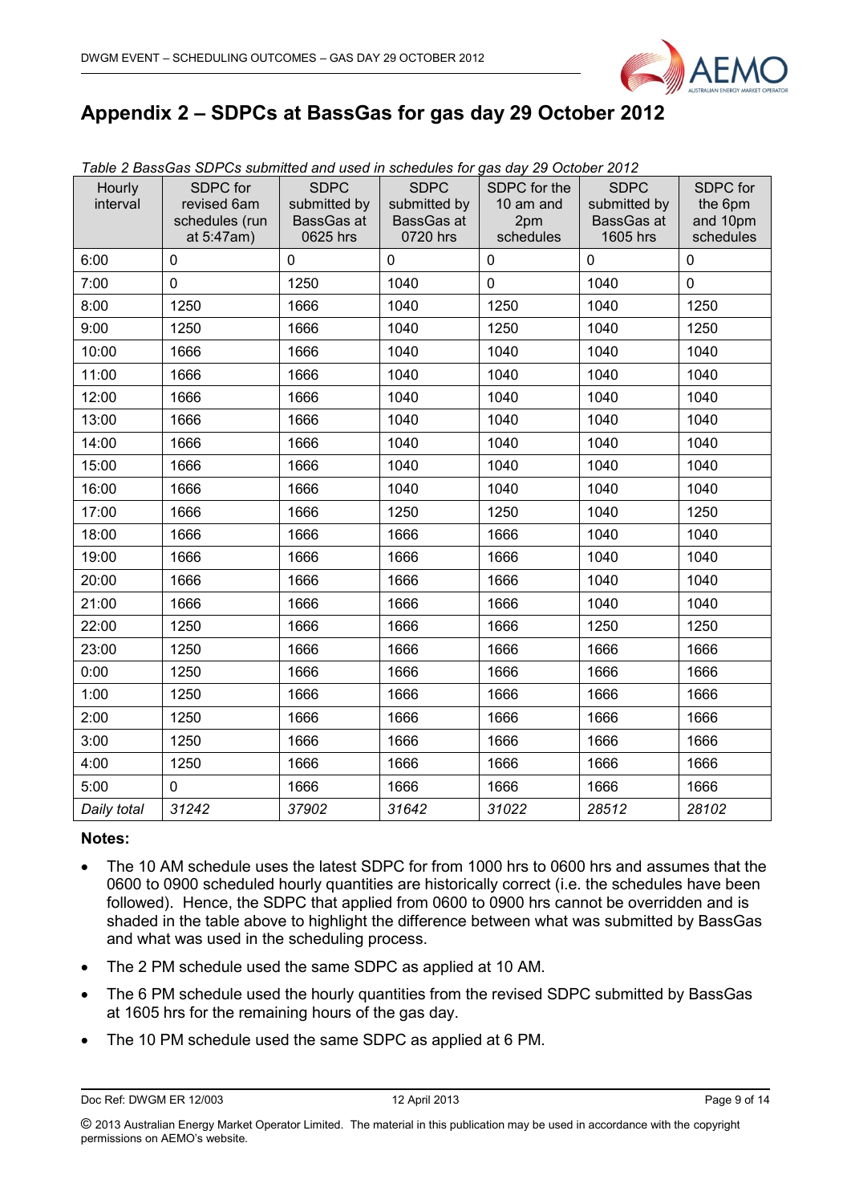# Appendix 2 – SDPCs at BassGas for gas day 29 October 2012

*Table 2 BassGas SDPCs submitted and used in schedules for gas day 29 October 2012*

| Hourly interval | SDPC for revised 6am schedules (run at 5:47am) | SDPC submitted by BassGas at 0625 hrs | SDPC submitted by BassGas at 0720 hrs | SDPC for the 10 am and 2pm schedules | SDPC submitted by BassGas at 1605 hrs | SDPC for the 6pm and 10pm schedules |
|---|---|---|---|---|---|---|
| 6:00 | 0 | 0 | 0 | 0 | 0 | 0 |
| 7:00 | 0 | 1250 | 1040 | 0 | 1040 | 0 |
| 8:00 | 1250 | 1666 | 1040 | 1250 | 1040 | 1250 |
| 9:00 | 1250 | 1666 | 1040 | 1250 | 1040 | 1250 |
| 10:00 | 1666 | 1666 | 1040 | 1040 | 1040 | 1040 |
| 11:00 | 1666 | 1666 | 1040 | 1040 | 1040 | 1040 |
| 12:00 | 1666 | 1666 | 1040 | 1040 | 1040 | 1040 |
| 13:00 | 1666 | 1666 | 1040 | 1040 | 1040 | 1040 |
| 14:00 | 1666 | 1666 | 1040 | 1040 | 1040 | 1040 |
| 15:00 | 1666 | 1666 | 1040 | 1040 | 1040 | 1040 |
| 16:00 | 1666 | 1666 | 1040 | 1040 | 1040 | 1040 |
| 17:00 | 1666 | 1666 | 1250 | 1250 | 1040 | 1250 |
| 18:00 | 1666 | 1666 | 1666 | 1666 | 1040 | 1040 |
| 19:00 | 1666 | 1666 | 1666 | 1666 | 1040 | 1040 |
| 20:00 | 1666 | 1666 | 1666 | 1666 | 1040 | 1040 |
| 21:00 | 1666 | 1666 | 1666 | 1666 | 1040 | 1040 |
| 22:00 | 1250 | 1666 | 1666 | 1666 | 1250 | 1250 |
| 23:00 | 1250 | 1666 | 1666 | 1666 | 1666 | 1666 |
| 0:00 | 1250 | 1666 | 1666 | 1666 | 1666 | 1666 |
| 1:00 | 1250 | 1666 | 1666 | 1666 | 1666 | 1666 |
| 2:00 | 1250 | 1666 | 1666 | 1666 | 1666 | 1666 |
| 3:00 | 1250 | 1666 | 1666 | 1666 | 1666 | 1666 |
| 4:00 | 1250 | 1666 | 1666 | 1666 | 1666 | 1666 |
| 5:00 | 0 | 1666 | 1666 | 1666 | 1666 | 1666 |
| *Daily total* | *31242* | *37902* | *31642* | *31022* | *28512* | *28102* |

**Notes:**

- The 10 AM schedule uses the latest SDPC for from 1000 hrs to 0600 hrs and assumes that the 0600 to 0900 scheduled hourly quantities are historically correct (i.e. the schedules have been followed). Hence, the SDPC that applied from 0600 to 0900 hrs cannot be overridden and is shaded in the table above to highlight the difference between what was submitted by BassGas and what was used in the scheduling process.
- The 2 PM schedule used the same SDPC as applied at 10 AM.
- The 6 PM schedule used the hourly quantities from the revised SDPC submitted by BassGas at 1605 hrs for the remaining hours of the gas day.
- The 10 PM schedule used the same SDPC as applied at 6 PM.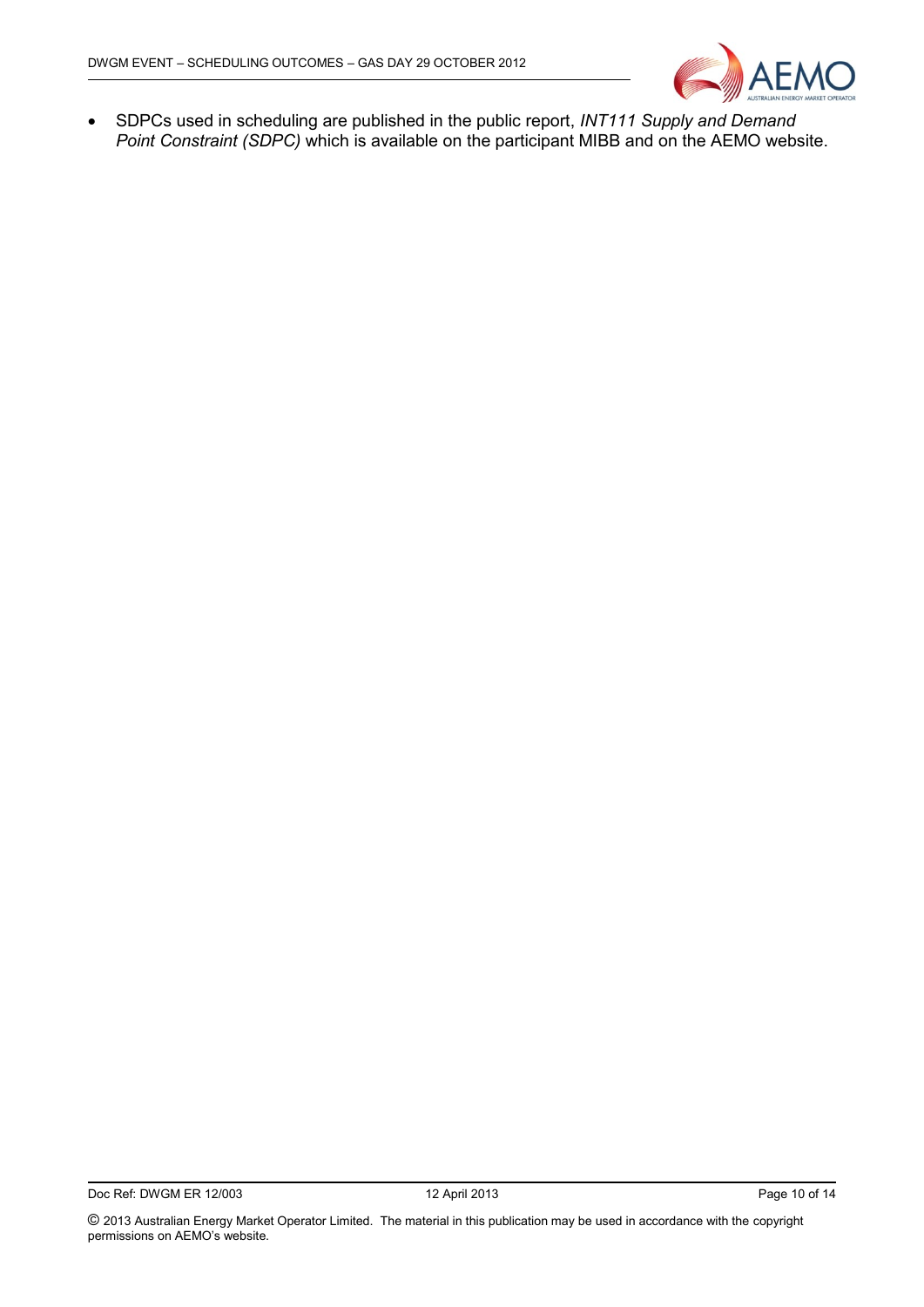- SDPCs used in scheduling are published in the public report, *INT111 Supply and Demand Point Constraint (SDPC)* which is available on the participant MIBB and on the AEMO website.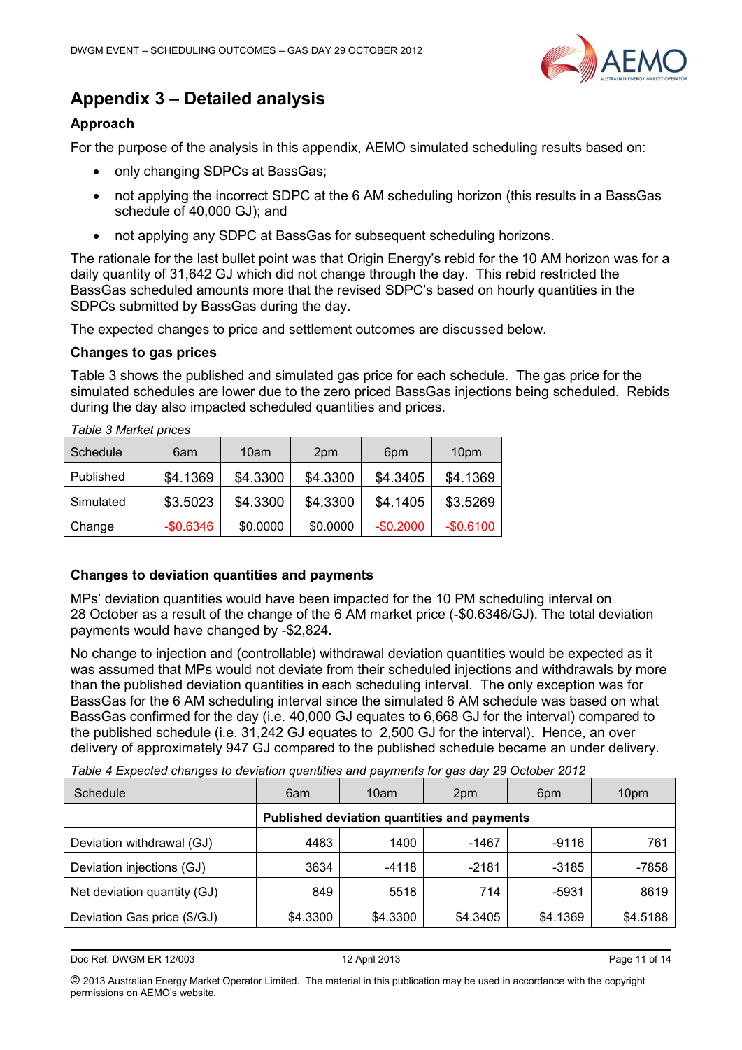# Appendix 3 – Detailed analysis

### Approach

For the purpose of the analysis in this appendix, AEMO simulated scheduling results based on:

- only changing SDPCs at BassGas;
- not applying the incorrect SDPC at the 6 AM scheduling horizon (this results in a BassGas schedule of 40,000 GJ); and
- not applying any SDPC at BassGas for subsequent scheduling horizons.

The rationale for the last bullet point was that Origin Energy's rebid for the 10 AM horizon was for a daily quantity of 31,642 GJ which did not change through the day. This rebid restricted the BassGas scheduled amounts more that the revised SDPC's based on hourly quantities in the SDPCs submitted by BassGas during the day.

The expected changes to price and settlement outcomes are discussed below.

### Changes to gas prices

Table 3 shows the published and simulated gas price for each schedule. The gas price for the simulated schedules are lower due to the zero priced BassGas injections being scheduled. Rebids during the day also impacted scheduled quantities and prices.

*Table 3 Market prices*

| Schedule | 6am | 10am | 2pm | 6pm | 10pm |
|---|---|---|---|---|---|
| Published | $4.1369 | $4.3300 | $4.3300 | $4.3405 | $4.1369 |
| Simulated | $3.5023 | $4.3300 | $4.3300 | $4.1405 | $3.5269 |
| Change | -$0.6346 | $0.0000 | $0.0000 | -$0.2000 | -$0.6100 |

### Changes to deviation quantities and payments

MPs' deviation quantities would have been impacted for the 10 PM scheduling interval on 28 October as a result of the change of the 6 AM market price (-$0.6346/GJ). The total deviation payments would have changed by -$2,824.

No change to injection and (controllable) withdrawal deviation quantities would be expected as it was assumed that MPs would not deviate from their scheduled injections and withdrawals by more than the published deviation quantities in each scheduling interval. The only exception was for BassGas for the 6 AM scheduling interval since the simulated 6 AM schedule was based on what BassGas confirmed for the day (i.e. 40,000 GJ equates to 6,668 GJ for the interval) compared to the published schedule (i.e. 31,242 GJ equates to 2,500 GJ for the interval). Hence, an over delivery of approximately 947 GJ compared to the published schedule became an under delivery.

*Table 4 Expected changes to deviation quantities and payments for gas day 29 October 2012*

| Schedule | 6am | 10am | 2pm | 6pm | 10pm |
|---|---|---|---|---|---|
| | **Published deviation quantities and payments** | | | | |
| Deviation withdrawal (GJ) | 4483 | 1400 | -1467 | -9116 | 761 |
| Deviation injections (GJ) | 3634 | -4118 | -2181 | -3185 | -7858 |
| Net deviation quantity (GJ) | 849 | 5518 | 714 | -5931 | 8619 |
| Deviation Gas price ($/GJ) | $4.3300 | $4.3300 | $4.3405 | $4.1369 | $4.5188 |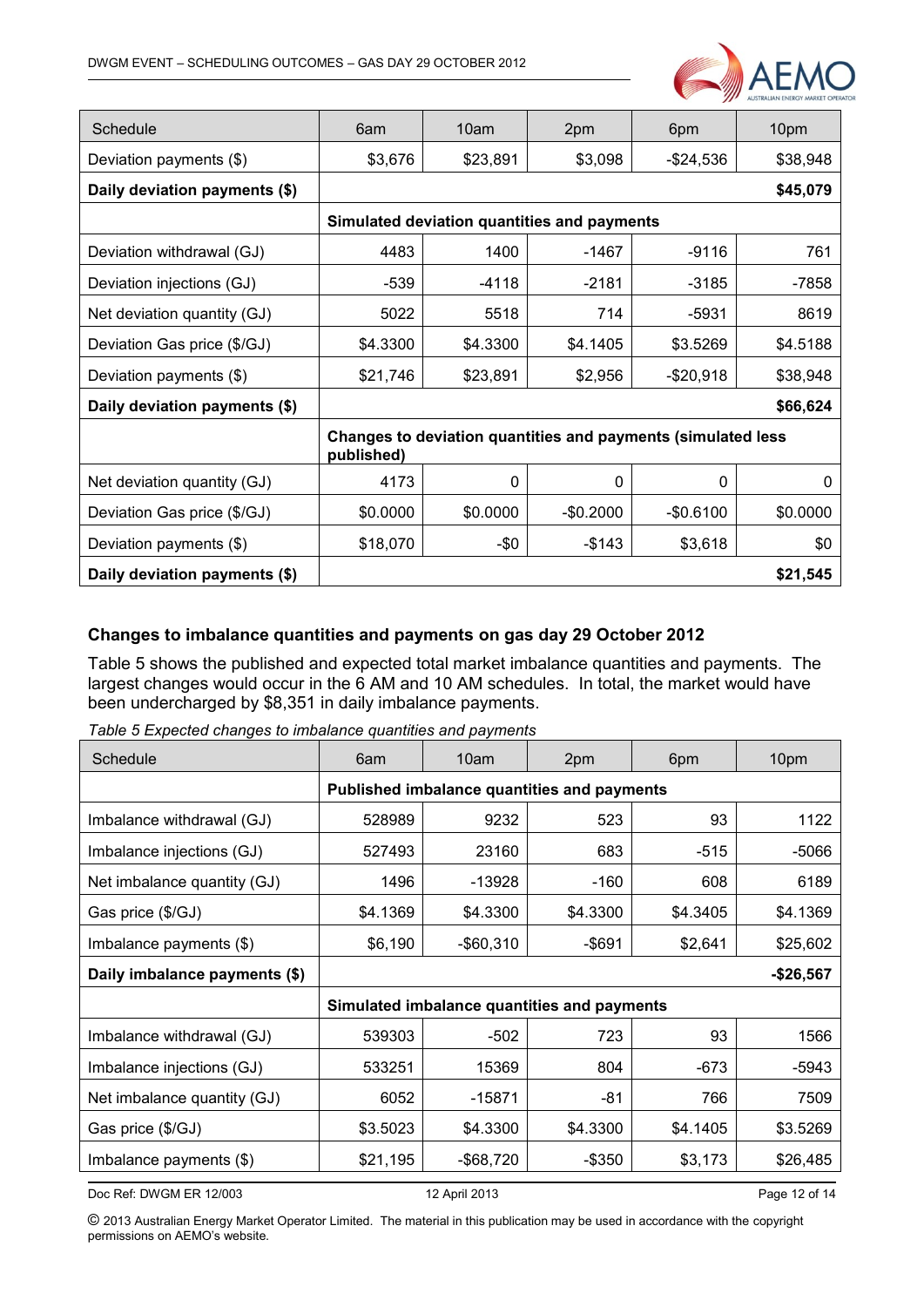| Schedule | 6am | 10am | 2pm | 6pm | 10pm |
|---|---|---|---|---|---|
| Deviation payments ($) | $3,676 | $23,891 | $3,098 | -$24,536 | $38,948 |
| **Daily deviation payments ($)** | | | | | **$45,079** |
| | **Simulated deviation quantities and payments** | | | | |
| Deviation withdrawal (GJ) | 4483 | 1400 | -1467 | -9116 | 761 |
| Deviation injections (GJ) | -539 | -4118 | -2181 | -3185 | -7858 |
| Net deviation quantity (GJ) | 5022 | 5518 | 714 | -5931 | 8619 |
| Deviation Gas price ($/GJ) | $4.3300 | $4.3300 | $4.1405 | $3.5269 | $4.5188 |
| Deviation payments ($) | $21,746 | $23,891 | $2,956 | -$20,918 | $38,948 |
| **Daily deviation payments ($)** | | | | | **$66,624** |
| | **Changes to deviation quantities and payments (simulated less published)** | | | | |
| Net deviation quantity (GJ) | 4173 | 0 | 0 | 0 | 0 |
| Deviation Gas price ($/GJ) | $0.0000 | $0.0000 | -$0.2000 | -$0.6100 | $0.0000 |
| Deviation payments ($) | $18,070 | -$0 | -$143 | $3,618 | $0 |
| **Daily deviation payments ($)** | | | | | **$21,545** |

### Changes to imbalance quantities and payments on gas day 29 October 2012

Table 5 shows the published and expected total market imbalance quantities and payments. The largest changes would occur in the 6 AM and 10 AM schedules. In total, the market would have been undercharged by $8,351 in daily imbalance payments.

*Table 5 Expected changes to imbalance quantities and payments*

| Schedule | 6am | 10am | 2pm | 6pm | 10pm |
|---|---|---|---|---|---|
| | **Published imbalance quantities and payments** | | | | |
| Imbalance withdrawal (GJ) | 528989 | 9232 | 523 | 93 | 1122 |
| Imbalance injections (GJ) | 527493 | 23160 | 683 | -515 | -5066 |
| Net imbalance quantity (GJ) | 1496 | -13928 | -160 | 608 | 6189 |
| Gas price ($/GJ) | $4.1369 | $4.3300 | $4.3300 | $4.3405 | $4.1369 |
| Imbalance payments ($) | $6,190 | -$60,310 | -$691 | $2,641 | $25,602 |
| **Daily imbalance payments ($)** | | | | | **-$26,567** |
| | **Simulated imbalance quantities and payments** | | | | |
| Imbalance withdrawal (GJ) | 539303 | -502 | 723 | 93 | 1566 |
| Imbalance injections (GJ) | 533251 | 15369 | 804 | -673 | -5943 |
| Net imbalance quantity (GJ) | 6052 | -15871 | -81 | 766 | 7509 |
| Gas price ($/GJ) | $3.5023 | $4.3300 | $4.3300 | $4.1405 | $3.5269 |
| Imbalance payments ($) | $21,195 | -$68,720 | -$350 | $3,173 | $26,485 |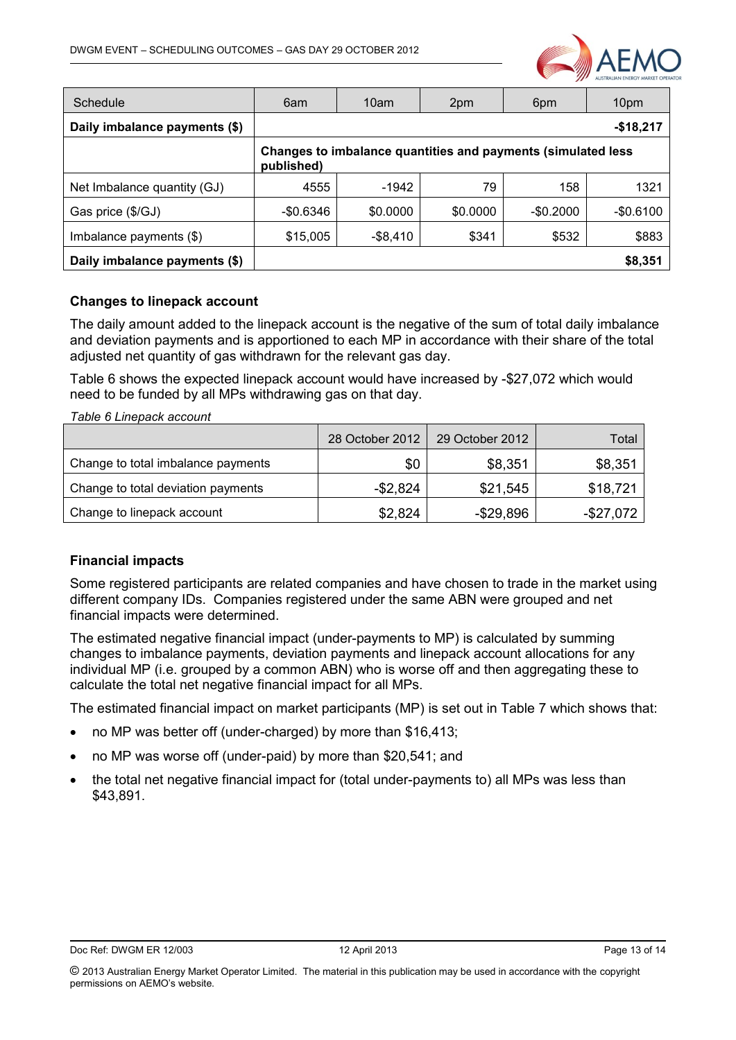| Schedule | 6am | 10am | 2pm | 6pm | 10pm |
|---|---|---|---|---|---|
| **Daily imbalance payments ($)** | | | | | **-$18,217** |
| | **Changes to imbalance quantities and payments (simulated less published)** | | | | |
| Net Imbalance quantity (GJ) | 4555 | -1942 | 79 | 158 | 1321 |
| Gas price ($/GJ) | -$0.6346 | $0.0000 | $0.0000 | -$0.2000 | -$0.6100 |
| Imbalance payments ($) | $15,005 | -$8,410 | $341 | $532 | $883 |
| **Daily imbalance payments ($)** | | | | | **$8,351** |

### Changes to linepack account

The daily amount added to the linepack account is the negative of the sum of total daily imbalance and deviation payments and is apportioned to each MP in accordance with their share of the total adjusted net quantity of gas withdrawn for the relevant gas day.

Table 6 shows the expected linepack account would have increased by -$27,072 which would need to be funded by all MPs withdrawing gas on that day.

*Table 6 Linepack account*

| | 28 October 2012 | 29 October 2012 | Total |
|---|---|---|---|
| Change to total imbalance payments | $0 | $8,351 | $8,351 |
| Change to total deviation payments | -$2,824 | $21,545 | $18,721 |
| Change to linepack account | $2,824 | -$29,896 | -$27,072 |

### Financial impacts

Some registered participants are related companies and have chosen to trade in the market using different company IDs. Companies registered under the same ABN were grouped and net financial impacts were determined.

The estimated negative financial impact (under-payments to MP) is calculated by summing changes to imbalance payments, deviation payments and linepack account allocations for any individual MP (i.e. grouped by a common ABN) who is worse off and then aggregating these to calculate the total net negative financial impact for all MPs.

The estimated financial impact on market participants (MP) is set out in Table 7 which shows that:

- no MP was better off (under-charged) by more than $16,413;
- no MP was worse off (under-paid) by more than $20,541; and
- the total net negative financial impact for (total under-payments to) all MPs was less than $43,891.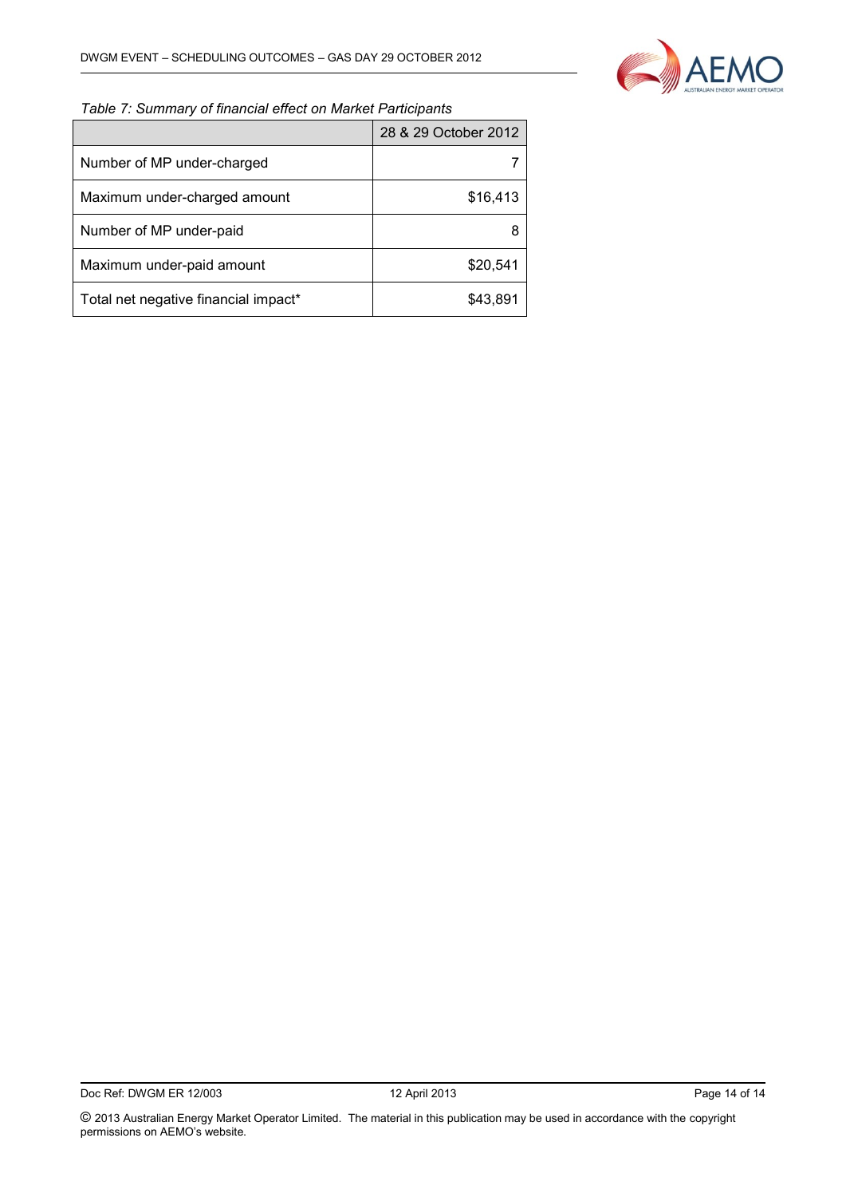*Table 7: Summary of financial effect on Market Participants*

| | 28 & 29 October 2012 |
|---|---|
| Number of MP under-charged | 7 |
| Maximum under-charged amount | $16,413 |
| Number of MP under-paid | 8 |
| Maximum under-paid amount | $20,541 |
| Total net negative financial impact* | $43,891 |